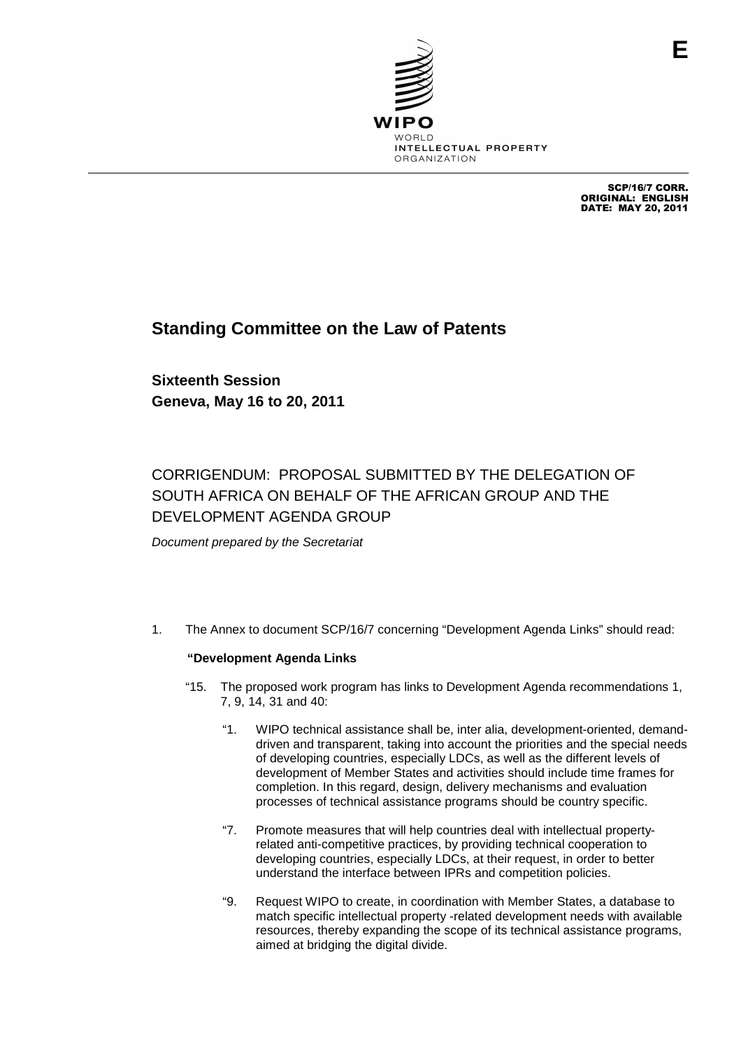E

SCP/16/7 CORR.
ORIGINAL: ENGLISH
DATE: MAY 20, 2011

# Standing Committee on the Law of Patents

## Sixteenth Session
## Geneva, May 16 to 20, 2011

## CORRIGENDUM: PROPOSAL SUBMITTED BY THE DELEGATION OF SOUTH AFRICA ON BEHALF OF THE AFRICAN GROUP AND THE DEVELOPMENT AGENDA GROUP

*Document prepared by the Secretariat*

1. The Annex to document SCP/16/7 concerning "Development Agenda Links" should read:

**"Development Agenda Links**

"15. The proposed work program has links to Development Agenda recommendations 1, 7, 9, 14, 31 and 40:

"1. WIPO technical assistance shall be, inter alia, development-oriented, demand-driven and transparent, taking into account the priorities and the special needs of developing countries, especially LDCs, as well as the different levels of development of Member States and activities should include time frames for completion. In this regard, design, delivery mechanisms and evaluation processes of technical assistance programs should be country specific.

"7. Promote measures that will help countries deal with intellectual property-related anti-competitive practices, by providing technical cooperation to developing countries, especially LDCs, at their request, in order to better understand the interface between IPRs and competition policies.

"9. Request WIPO to create, in coordination with Member States, a database to match specific intellectual property -related development needs with available resources, thereby expanding the scope of its technical assistance programs, aimed at bridging the digital divide.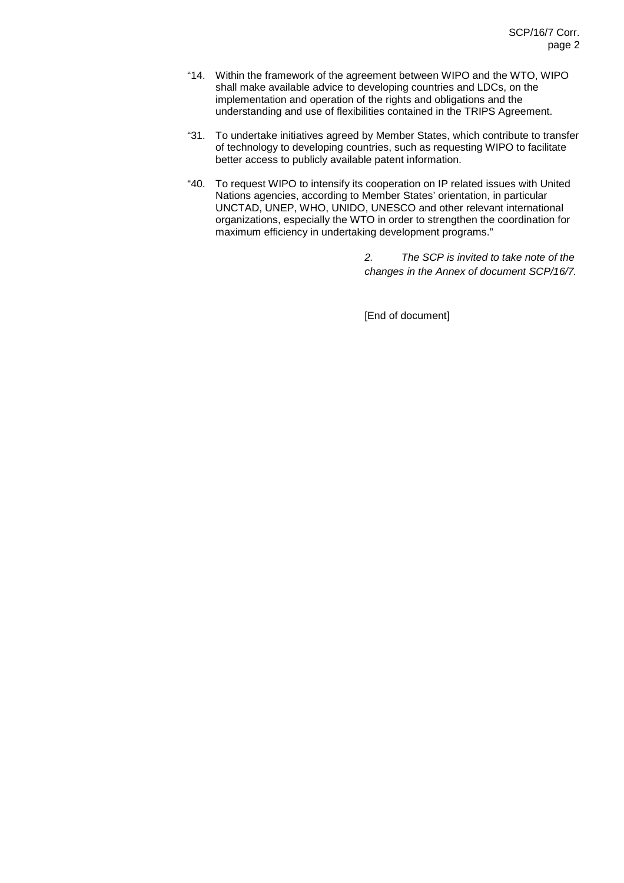"14. Within the framework of the agreement between WIPO and the WTO, WIPO shall make available advice to developing countries and LDCs, on the implementation and operation of the rights and obligations and the understanding and use of flexibilities contained in the TRIPS Agreement.

"31. To undertake initiatives agreed by Member States, which contribute to transfer of technology to developing countries, such as requesting WIPO to facilitate better access to publicly available patent information.

"40. To request WIPO to intensify its cooperation on IP related issues with United Nations agencies, according to Member States' orientation, in particular UNCTAD, UNEP, WHO, UNIDO, UNESCO and other relevant international organizations, especially the WTO in order to strengthen the coordination for maximum efficiency in undertaking development programs."

*2. The SCP is invited to take note of the changes in the Annex of document SCP/16/7.*

[End of document]